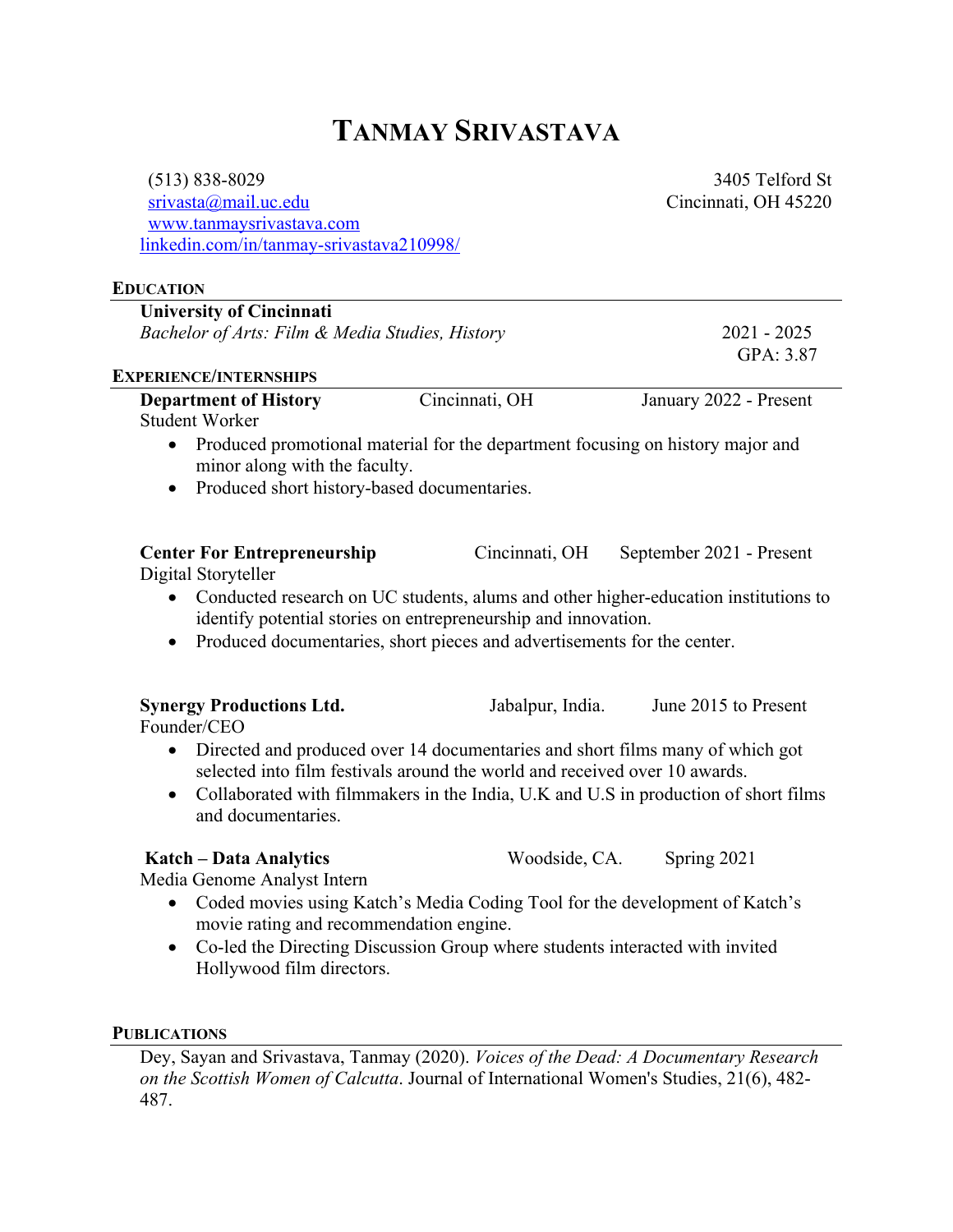# TANMAY SRIVASTAVA

(513) 838-8029
srivasta@mail.uc.edu
www.tanmaysrivastava.com
linkedin.com/in/tanmay-srivastava210998/

3405 Telford St
Cincinnati, OH 45220

## EDUCATION

**University of Cincinnati**
*Bachelor of Arts: Film & Media Studies, History* — 2021 - 2025
GPA: 3.87

## EXPERIENCE/INTERNSHIPS

**Department of History** — Cincinnati, OH — January 2022 - Present
Student Worker

- Produced promotional material for the department focusing on history major and minor along with the faculty.
- Produced short history-based documentaries.

**Center For Entrepreneurship** — Cincinnati, OH — September 2021 - Present
Digital Storyteller

- Conducted research on UC students, alums and other higher-education institutions to identify potential stories on entrepreneurship and innovation.
- Produced documentaries, short pieces and advertisements for the center.

**Synergy Productions Ltd.** — Jabalpur, India. — June 2015 to Present
Founder/CEO

- Directed and produced over 14 documentaries and short films many of which got selected into film festivals around the world and received over 10 awards.
- Collaborated with filmmakers in the India, U.K and U.S in production of short films and documentaries.

**Katch – Data Analytics** — Woodside, CA. — Spring 2021
Media Genome Analyst Intern

- Coded movies using Katch's Media Coding Tool for the development of Katch's movie rating and recommendation engine.
- Co-led the Directing Discussion Group where students interacted with invited Hollywood film directors.

## PUBLICATIONS

Dey, Sayan and Srivastava, Tanmay (2020). *Voices of the Dead: A Documentary Research on the Scottish Women of Calcutta*. Journal of International Women's Studies, 21(6), 482-487.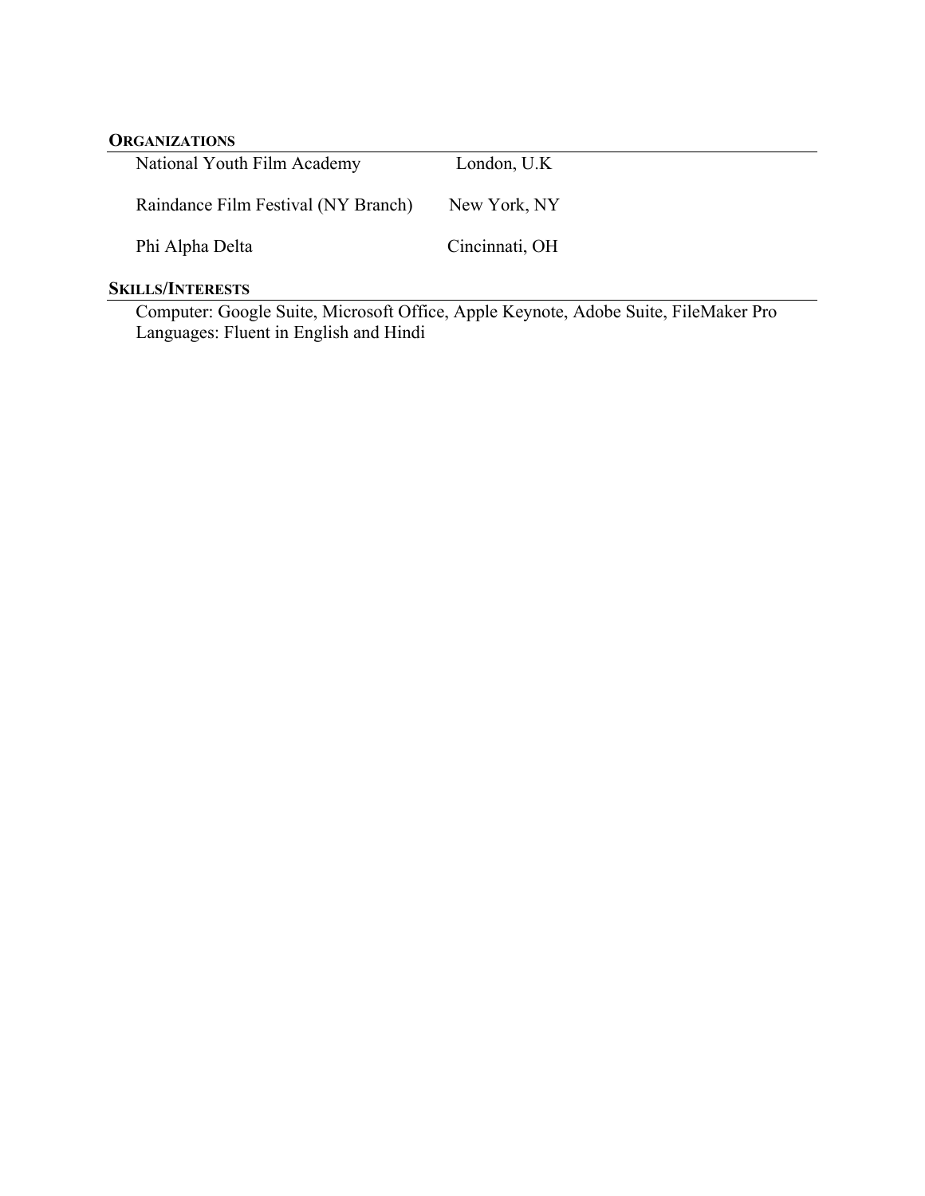## ORGANIZATIONS

National Youth Film Academy — London, U.K

Raindance Film Festival (NY Branch) — New York, NY

Phi Alpha Delta — Cincinnati, OH

## SKILLS/INTERESTS

Computer: Google Suite, Microsoft Office, Apple Keynote, Adobe Suite, FileMaker Pro
Languages: Fluent in English and Hindi